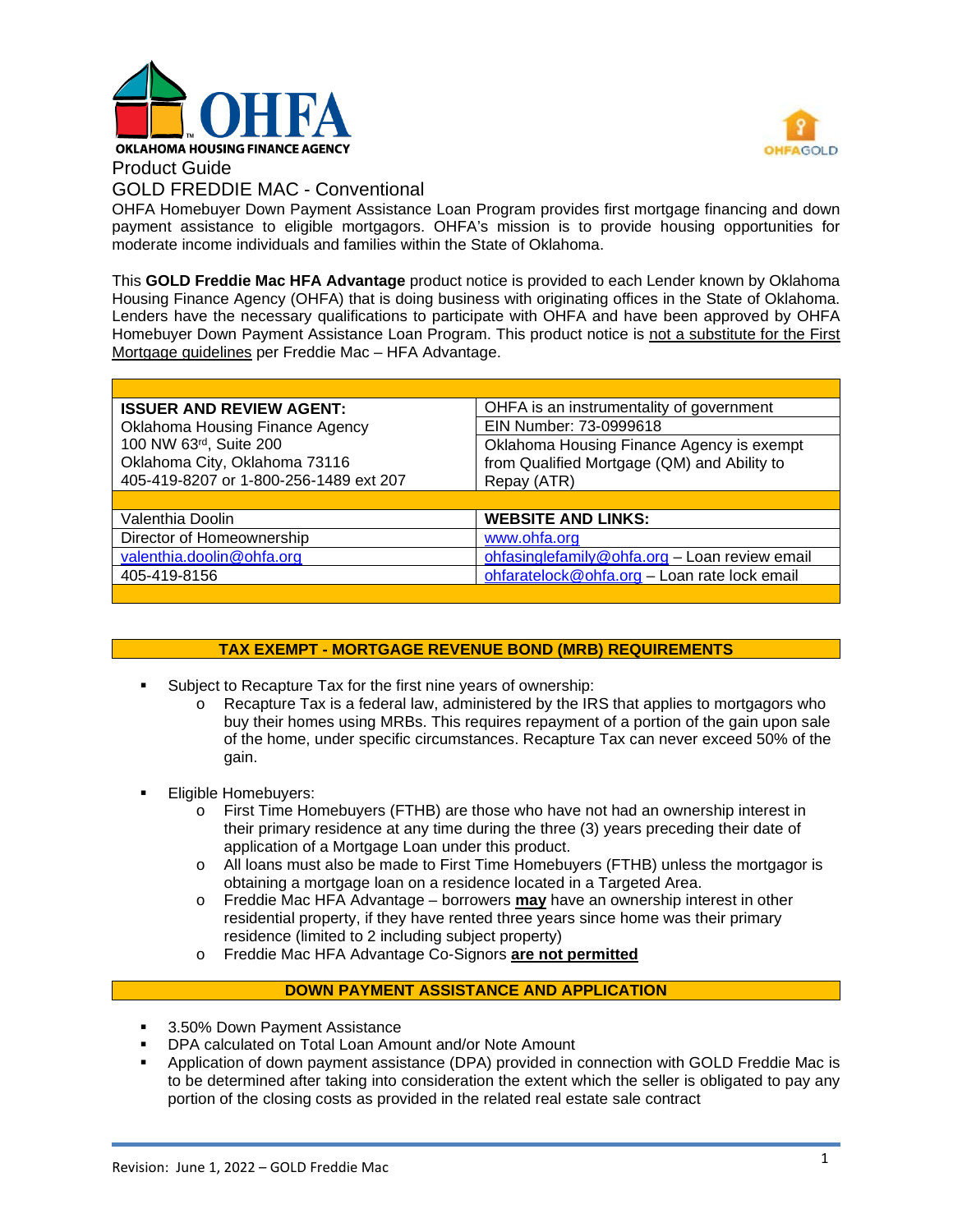# OHFA

**OKLAHOMA HOUSING FINANCE AGENCY**

Product Guide

GOLD FREDDIE MAC - Conventional

OHFA Homebuyer Down Payment Assistance Loan Program provides first mortgage financing and down payment assistance to eligible mortgagors. OHFA's mission is to provide housing opportunities for moderate income individuals and families within the State of Oklahoma.

This **GOLD Freddie Mac HFA Advantage** product notice is provided to each Lender known by Oklahoma Housing Finance Agency (OHFA) that is doing business with originating offices in the State of Oklahoma. Lenders have the necessary qualifications to participate with OHFA and have been approved by OHFA Homebuyer Down Payment Assistance Loan Program. This product notice is <u>not a substitute for the First Mortgage guidelines</u> per Freddie Mac – HFA Advantage.

| | |
|---|---|
| **ISSUER AND REVIEW AGENT:** | OHFA is an instrumentality of government |
| Oklahoma Housing Finance Agency | EIN Number: 73-0999618 |
| 100 NW 63rd, Suite 200<br>Oklahoma City, Oklahoma 73116<br>405-419-8207 or 1-800-256-1489 ext 207 | Oklahoma Housing Finance Agency is exempt from Qualified Mortgage (QM) and Ability to Repay (ATR) |
| | |
| Valenthia Doolin | **WEBSITE AND LINKS:** |
| Director of Homeownership | www.ohfa.org |
| valenthia.doolin@ohfa.org | ohfasinglefamily@ohfa.org – Loan review email |
| 405-419-8156 | ohfaratelock@ohfa.org – Loan rate lock email |

## TAX EXEMPT - MORTGAGE REVENUE BOND (MRB) REQUIREMENTS

- Subject to Recapture Tax for the first nine years of ownership:
  - Recapture Tax is a federal law, administered by the IRS that applies to mortgagors who buy their homes using MRBs. This requires repayment of a portion of the gain upon sale of the home, under specific circumstances. Recapture Tax can never exceed 50% of the gain.
- Eligible Homebuyers:
  - First Time Homebuyers (FTHB) are those who have not had an ownership interest in their primary residence at any time during the three (3) years preceding their date of application of a Mortgage Loan under this product.
  - All loans must also be made to First Time Homebuyers (FTHB) unless the mortgagor is obtaining a mortgage loan on a residence located in a Targeted Area.
  - Freddie Mac HFA Advantage – borrowers **<u>may</u>** have an ownership interest in other residential property, if they have rented three years since home was their primary residence (limited to 2 including subject property)
  - Freddie Mac HFA Advantage Co-Signors **<u>are not permitted</u>**

## DOWN PAYMENT ASSISTANCE AND APPLICATION

- 3.50% Down Payment Assistance
- DPA calculated on Total Loan Amount and/or Note Amount
- Application of down payment assistance (DPA) provided in connection with GOLD Freddie Mac is to be determined after taking into consideration the extent which the seller is obligated to pay any portion of the closing costs as provided in the related real estate sale contract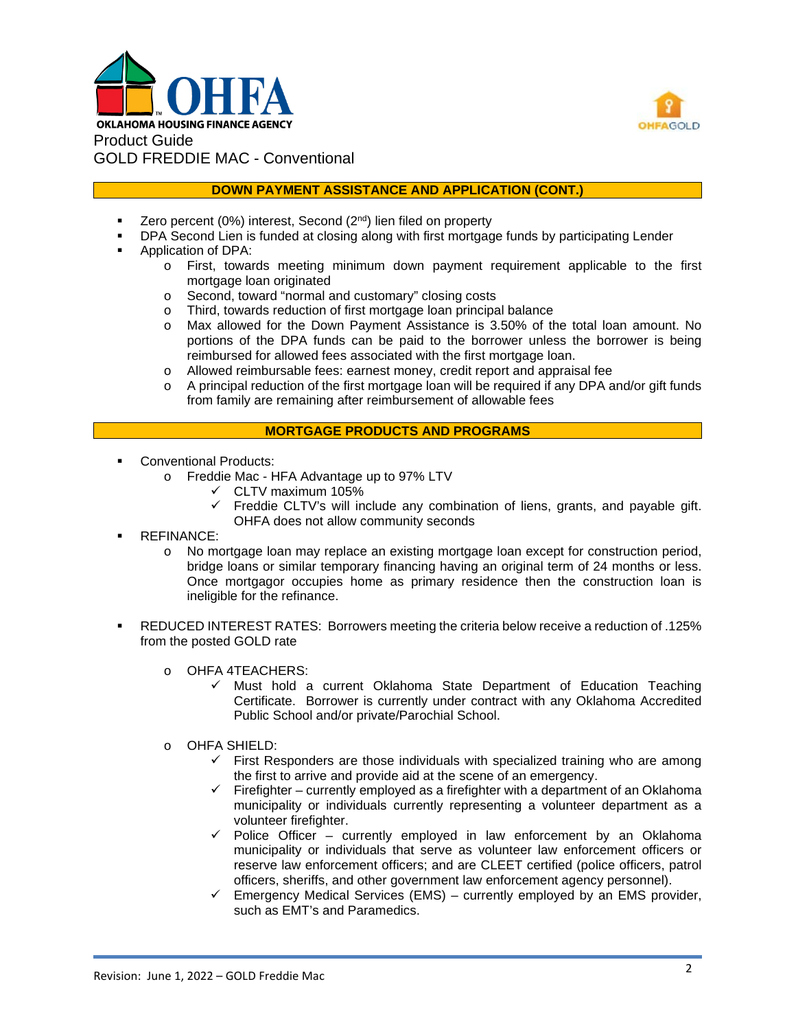## DOWN PAYMENT ASSISTANCE AND APPLICATION (CONT.)

- Zero percent (0%) interest, Second (2nd) lien filed on property
- DPA Second Lien is funded at closing along with first mortgage funds by participating Lender
- Application of DPA:
  - First, towards meeting minimum down payment requirement applicable to the first mortgage loan originated
  - Second, toward "normal and customary" closing costs
  - Third, towards reduction of first mortgage loan principal balance
  - Max allowed for the Down Payment Assistance is 3.50% of the total loan amount. No portions of the DPA funds can be paid to the borrower unless the borrower is being reimbursed for allowed fees associated with the first mortgage loan.
  - Allowed reimbursable fees: earnest money, credit report and appraisal fee
  - A principal reduction of the first mortgage loan will be required if any DPA and/or gift funds from family are remaining after reimbursement of allowable fees

## MORTGAGE PRODUCTS AND PROGRAMS

- Conventional Products:
  - Freddie Mac - HFA Advantage up to 97% LTV
    - ✓ CLTV maximum 105%
    - ✓ Freddie CLTV's will include any combination of liens, grants, and payable gift. OHFA does not allow community seconds
- REFINANCE:
  - No mortgage loan may replace an existing mortgage loan except for construction period, bridge loans or similar temporary financing having an original term of 24 months or less. Once mortgagor occupies home as primary residence then the construction loan is ineligible for the refinance.
- REDUCED INTEREST RATES: Borrowers meeting the criteria below receive a reduction of .125% from the posted GOLD rate
  - OHFA 4TEACHERS:
    - ✓ Must hold a current Oklahoma State Department of Education Teaching Certificate. Borrower is currently under contract with any Oklahoma Accredited Public School and/or private/Parochial School.
  - OHFA SHIELD:
    - ✓ First Responders are those individuals with specialized training who are among the first to arrive and provide aid at the scene of an emergency.
    - ✓ Firefighter – currently employed as a firefighter with a department of an Oklahoma municipality or individuals currently representing a volunteer department as a volunteer firefighter.
    - ✓ Police Officer – currently employed in law enforcement by an Oklahoma municipality or individuals that serve as volunteer law enforcement officers or reserve law enforcement officers; and are CLEET certified (police officers, patrol officers, sheriffs, and other government law enforcement agency personnel).
    - ✓ Emergency Medical Services (EMS) – currently employed by an EMS provider, such as EMT's and Paramedics.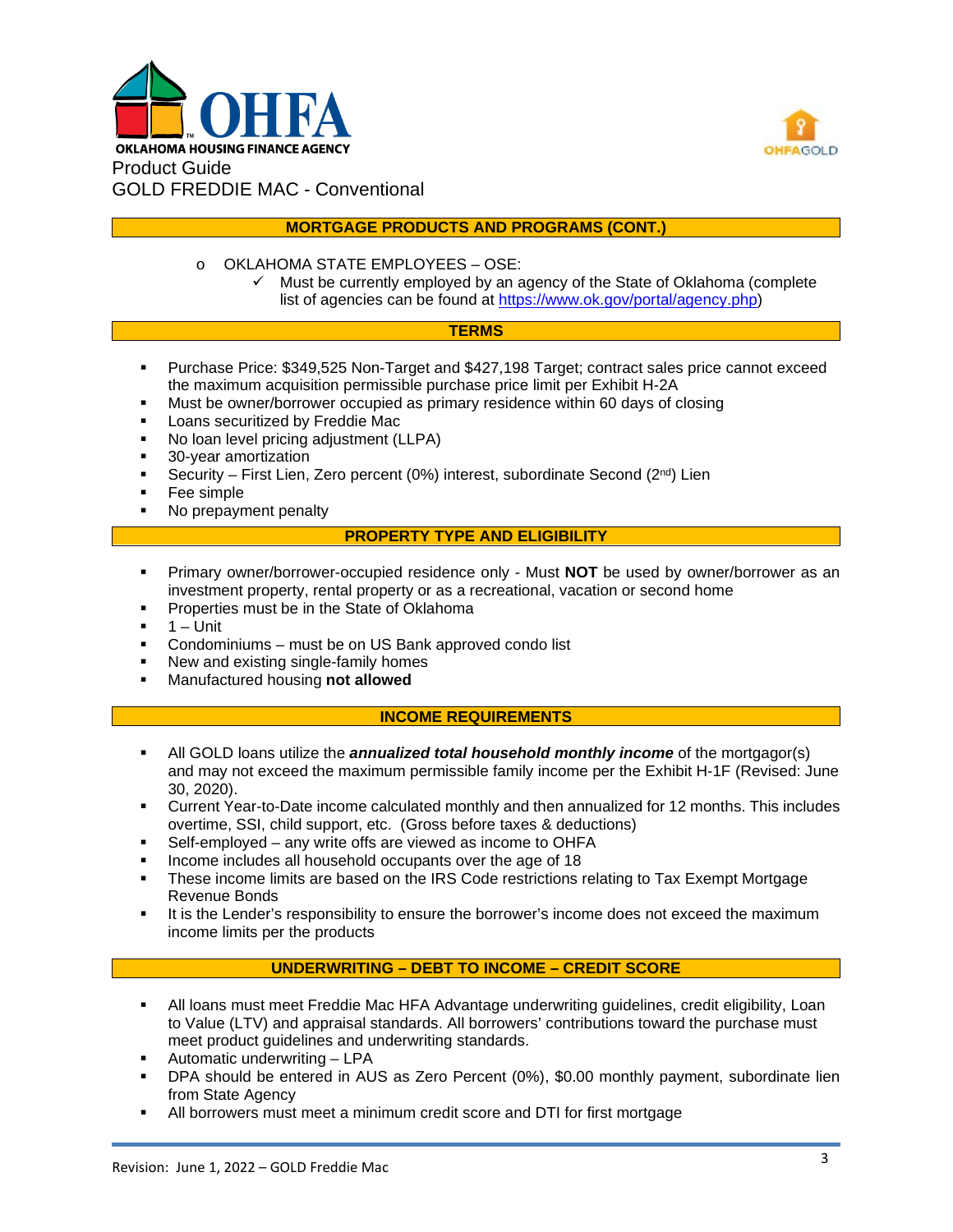Product Guide
GOLD FREDDIE MAC - Conventional

## MORTGAGE PRODUCTS AND PROGRAMS (CONT.)

- OKLAHOMA STATE EMPLOYEES – OSE:
  - ✓ Must be currently employed by an agency of the State of Oklahoma (complete list of agencies can be found at https://www.ok.gov/portal/agency.php)

## TERMS

- Purchase Price: $349,525 Non-Target and $427,198 Target; contract sales price cannot exceed the maximum acquisition permissible purchase price limit per Exhibit H-2A
- Must be owner/borrower occupied as primary residence within 60 days of closing
- Loans securitized by Freddie Mac
- No loan level pricing adjustment (LLPA)
- 30-year amortization
- Security – First Lien, Zero percent (0%) interest, subordinate Second (2nd) Lien
- Fee simple
- No prepayment penalty

## PROPERTY TYPE AND ELIGIBILITY

- Primary owner/borrower-occupied residence only - Must **NOT** be used by owner/borrower as an investment property, rental property or as a recreational, vacation or second home
- Properties must be in the State of Oklahoma
- 1 – Unit
- Condominiums – must be on US Bank approved condo list
- New and existing single-family homes
- Manufactured housing **not allowed**

## INCOME REQUIREMENTS

- All GOLD loans utilize the ***annualized total household monthly income*** of the mortgagor(s) and may not exceed the maximum permissible family income per the Exhibit H-1F (Revised: June 30, 2020).
- Current Year-to-Date income calculated monthly and then annualized for 12 months. This includes overtime, SSI, child support, etc. (Gross before taxes & deductions)
- Self-employed – any write offs are viewed as income to OHFA
- Income includes all household occupants over the age of 18
- These income limits are based on the IRS Code restrictions relating to Tax Exempt Mortgage Revenue Bonds
- It is the Lender's responsibility to ensure the borrower's income does not exceed the maximum income limits per the products

## UNDERWRITING – DEBT TO INCOME – CREDIT SCORE

- All loans must meet Freddie Mac HFA Advantage underwriting guidelines, credit eligibility, Loan to Value (LTV) and appraisal standards. All borrowers' contributions toward the purchase must meet product guidelines and underwriting standards.
- Automatic underwriting – LPA
- DPA should be entered in AUS as Zero Percent (0%), $0.00 monthly payment, subordinate lien from State Agency
- All borrowers must meet a minimum credit score and DTI for first mortgage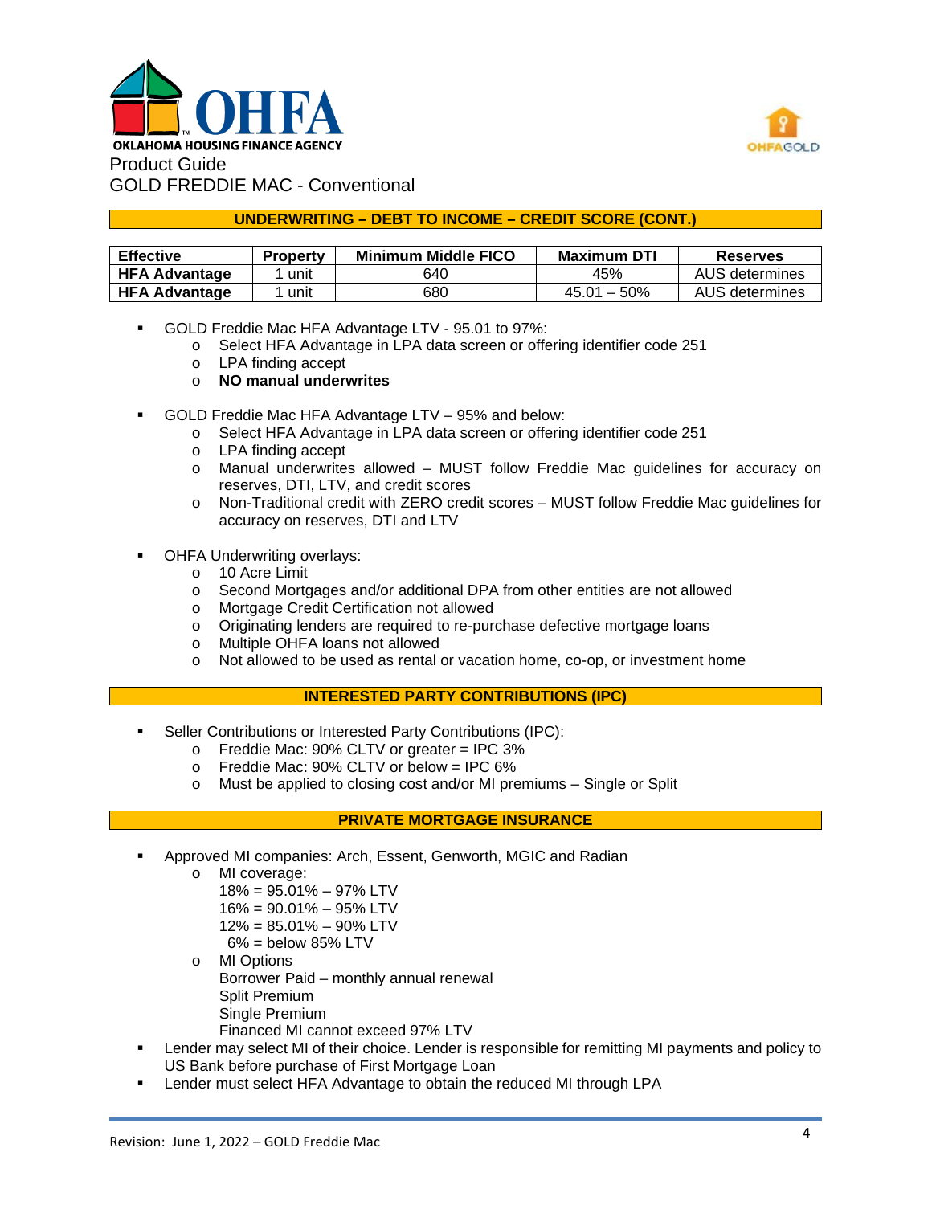Product Guide
GOLD FREDDIE MAC - Conventional

## UNDERWRITING – DEBT TO INCOME – CREDIT SCORE (CONT.)

| Effective | Property | Minimum Middle FICO | Maximum DTI | Reserves |
|---|---|---|---|---|
| **HFA Advantage** | 1 unit | 640 | 45% | AUS determines |
| **HFA Advantage** | 1 unit | 680 | 45.01 – 50% | AUS determines |

- GOLD Freddie Mac HFA Advantage LTV - 95.01 to 97%:
    - Select HFA Advantage in LPA data screen or offering identifier code 251
    - LPA finding accept
    - **NO manual underwrites**

- GOLD Freddie Mac HFA Advantage LTV – 95% and below:
    - Select HFA Advantage in LPA data screen or offering identifier code 251
    - LPA finding accept
    - Manual underwrites allowed – MUST follow Freddie Mac guidelines for accuracy on reserves, DTI, LTV, and credit scores
    - Non-Traditional credit with ZERO credit scores – MUST follow Freddie Mac guidelines for accuracy on reserves, DTI and LTV

- OHFA Underwriting overlays:
    - 10 Acre Limit
    - Second Mortgages and/or additional DPA from other entities are not allowed
    - Mortgage Credit Certification not allowed
    - Originating lenders are required to re-purchase defective mortgage loans
    - Multiple OHFA loans not allowed
    - Not allowed to be used as rental or vacation home, co-op, or investment home

## INTERESTED PARTY CONTRIBUTIONS (IPC)

- Seller Contributions or Interested Party Contributions (IPC):
    - Freddie Mac: 90% CLTV or greater = IPC 3%
    - Freddie Mac: 90% CLTV or below = IPC 6%
    - Must be applied to closing cost and/or MI premiums – Single or Split

## PRIVATE MORTGAGE INSURANCE

- Approved MI companies: Arch, Essent, Genworth, MGIC and Radian
    - MI coverage:
      18% = 95.01% – 97% LTV
      16% = 90.01% – 95% LTV
      12% = 85.01% – 90% LTV
      6% = below 85% LTV
    - MI Options
      Borrower Paid – monthly annual renewal
      Split Premium
      Single Premium
      Financed MI cannot exceed 97% LTV
- Lender may select MI of their choice. Lender is responsible for remitting MI payments and policy to US Bank before purchase of First Mortgage Loan
- Lender must select HFA Advantage to obtain the reduced MI through LPA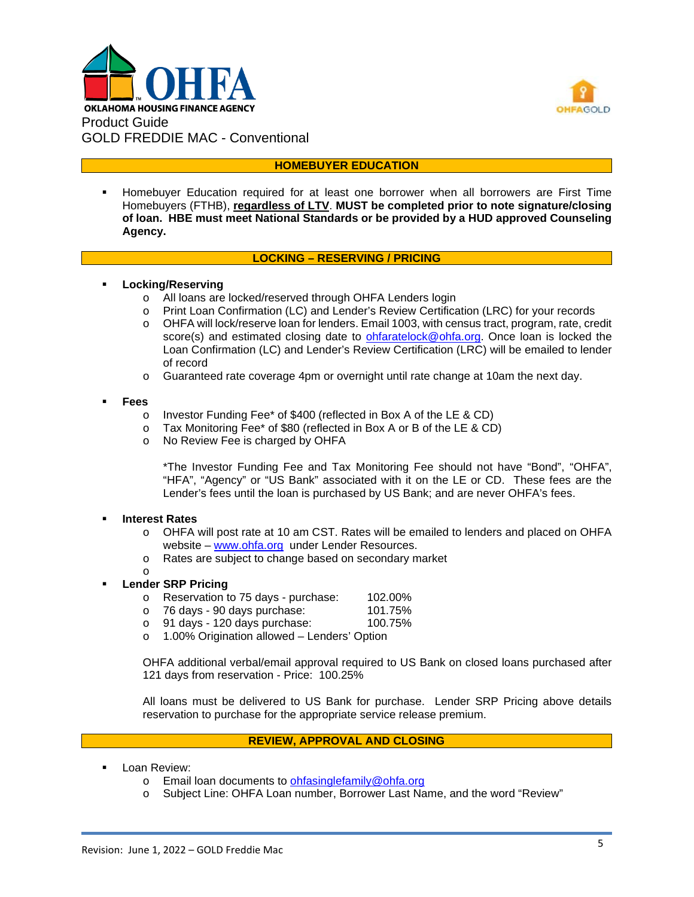OKLAHOMA HOUSING FINANCE AGENCY

Product Guide
GOLD FREDDIE MAC - Conventional

## HOMEBUYER EDUCATION

- Homebuyer Education required for at least one borrower when all borrowers are First Time Homebuyers (FTHB), **regardless of LTV**. **MUST be completed prior to note signature/closing of loan. HBE must meet National Standards or be provided by a HUD approved Counseling Agency.**

## LOCKING – RESERVING / PRICING

- **Locking/Reserving**
  - All loans are locked/reserved through OHFA Lenders login
  - Print Loan Confirmation (LC) and Lender's Review Certification (LRC) for your records
  - OHFA will lock/reserve loan for lenders. Email 1003, with census tract, program, rate, credit score(s) and estimated closing date to ohfaratelock@ohfa.org. Once loan is locked the Loan Confirmation (LC) and Lender's Review Certification (LRC) will be emailed to lender of record
  - Guaranteed rate coverage 4pm or overnight until rate change at 10am the next day.

- **Fees**
  - Investor Funding Fee* of $400 (reflected in Box A of the LE & CD)
  - Tax Monitoring Fee* of $80 (reflected in Box A or B of the LE & CD)
  - No Review Fee is charged by OHFA

  *The Investor Funding Fee and Tax Monitoring Fee should not have "Bond", "OHFA", "HFA", "Agency" or "US Bank" associated with it on the LE or CD. These fees are the Lender's fees until the loan is purchased by US Bank; and are never OHFA's fees.

- **Interest Rates**
  - OHFA will post rate at 10 am CST. Rates will be emailed to lenders and placed on OHFA website – www.ohfa.org under Lender Resources.
  - Rates are subject to change based on secondary market

- **Lender SRP Pricing**
  - Reservation to 75 days - purchase: 102.00%
  - 76 days - 90 days purchase: 101.75%
  - 91 days - 120 days purchase: 100.75%
  - 1.00% Origination allowed – Lenders' Option

  OHFA additional verbal/email approval required to US Bank on closed loans purchased after 121 days from reservation - Price: 100.25%

  All loans must be delivered to US Bank for purchase. Lender SRP Pricing above details reservation to purchase for the appropriate service release premium.

## REVIEW, APPROVAL AND CLOSING

- Loan Review:
  - Email loan documents to ohfasinglefamily@ohfa.org
  - Subject Line: OHFA Loan number, Borrower Last Name, and the word "Review"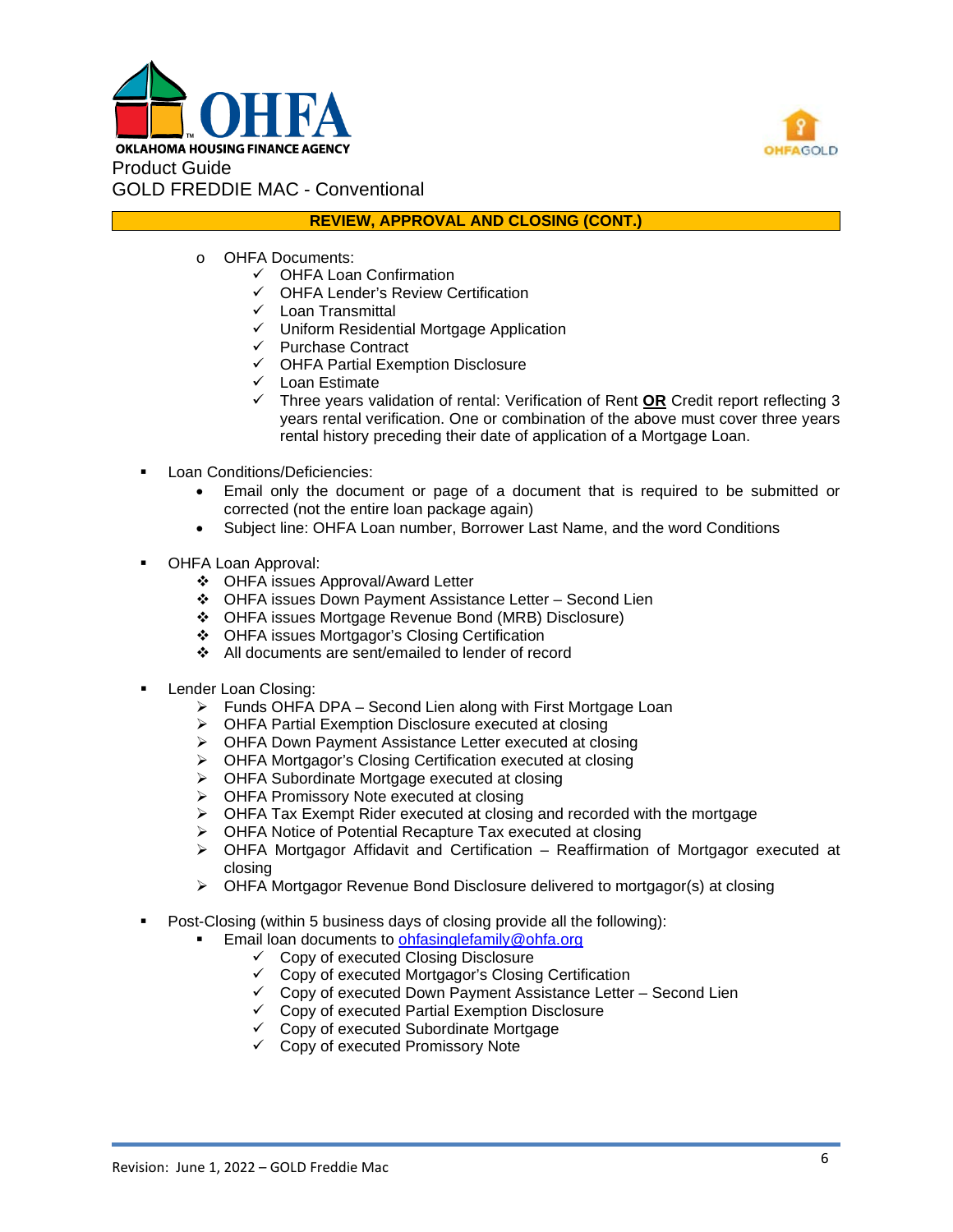## REVIEW, APPROVAL AND CLOSING (CONT.)

- OHFA Documents:
  - ✓ OHFA Loan Confirmation
  - ✓ OHFA Lender's Review Certification
  - ✓ Loan Transmittal
  - ✓ Uniform Residential Mortgage Application
  - ✓ Purchase Contract
  - ✓ OHFA Partial Exemption Disclosure
  - ✓ Loan Estimate
  - ✓ Three years validation of rental: Verification of Rent **OR** Credit report reflecting 3 years rental verification. One or combination of the above must cover three years rental history preceding their date of application of a Mortgage Loan.

- Loan Conditions/Deficiencies:
  - Email only the document or page of a document that is required to be submitted or corrected (not the entire loan package again)
  - Subject line: OHFA Loan number, Borrower Last Name, and the word Conditions

- OHFA Loan Approval:
  - ❖ OHFA issues Approval/Award Letter
  - ❖ OHFA issues Down Payment Assistance Letter – Second Lien
  - ❖ OHFA issues Mortgage Revenue Bond (MRB) Disclosure)
  - ❖ OHFA issues Mortgagor's Closing Certification
  - ❖ All documents are sent/emailed to lender of record

- Lender Loan Closing:
  - ➢ Funds OHFA DPA – Second Lien along with First Mortgage Loan
  - ➢ OHFA Partial Exemption Disclosure executed at closing
  - ➢ OHFA Down Payment Assistance Letter executed at closing
  - ➢ OHFA Mortgagor's Closing Certification executed at closing
  - ➢ OHFA Subordinate Mortgage executed at closing
  - ➢ OHFA Promissory Note executed at closing
  - ➢ OHFA Tax Exempt Rider executed at closing and recorded with the mortgage
  - ➢ OHFA Notice of Potential Recapture Tax executed at closing
  - ➢ OHFA Mortgagor Affidavit and Certification – Reaffirmation of Mortgagor executed at closing
  - ➢ OHFA Mortgagor Revenue Bond Disclosure delivered to mortgagor(s) at closing

- Post-Closing (within 5 business days of closing provide all the following):
  - Email loan documents to ohfasinglefamily@ohfa.org
    - ✓ Copy of executed Closing Disclosure
    - ✓ Copy of executed Mortgagor's Closing Certification
    - ✓ Copy of executed Down Payment Assistance Letter – Second Lien
    - ✓ Copy of executed Partial Exemption Disclosure
    - ✓ Copy of executed Subordinate Mortgage
    - ✓ Copy of executed Promissory Note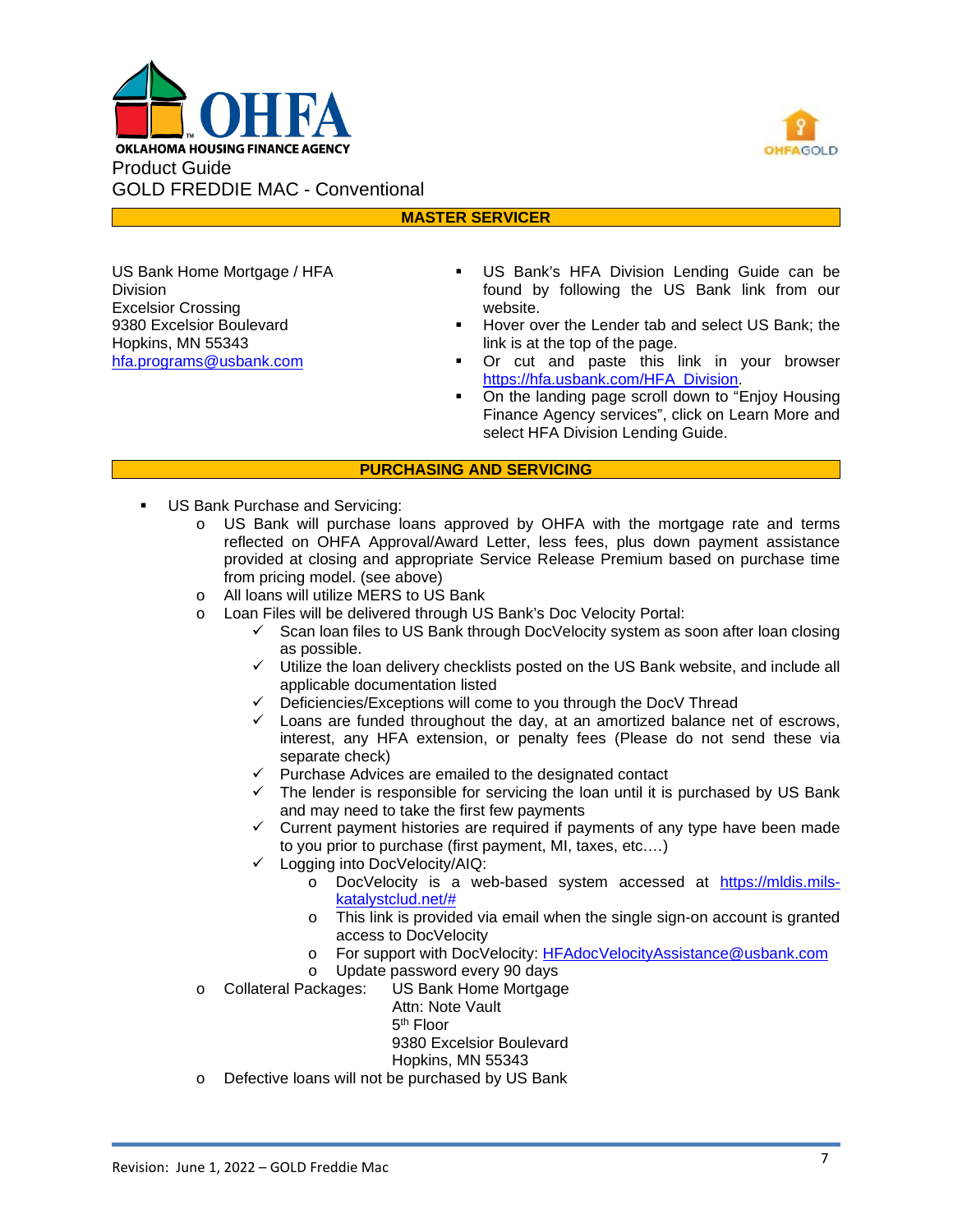OKLAHOMA HOUSING FINANCE AGENCY

Product Guide
GOLD FREDDIE MAC - Conventional

## MASTER SERVICER

US Bank Home Mortgage / HFA Division
Excelsior Crossing
9380 Excelsior Boulevard
Hopkins, MN 55343
hfa.programs@usbank.com

- US Bank's HFA Division Lending Guide can be found by following the US Bank link from our website.
- Hover over the Lender tab and select US Bank; the link is at the top of the page.
- Or cut and paste this link in your browser https://hfa.usbank.com/HFA_Division.
- On the landing page scroll down to "Enjoy Housing Finance Agency services", click on Learn More and select HFA Division Lending Guide.

## PURCHASING AND SERVICING

- US Bank Purchase and Servicing:
  - US Bank will purchase loans approved by OHFA with the mortgage rate and terms reflected on OHFA Approval/Award Letter, less fees, plus down payment assistance provided at closing and appropriate Service Release Premium based on purchase time from pricing model. (see above)
  - All loans will utilize MERS to US Bank
  - Loan Files will be delivered through US Bank's Doc Velocity Portal:
    - ✓ Scan loan files to US Bank through DocVelocity system as soon after loan closing as possible.
    - ✓ Utilize the loan delivery checklists posted on the US Bank website, and include all applicable documentation listed
    - ✓ Deficiencies/Exceptions will come to you through the DocV Thread
    - ✓ Loans are funded throughout the day, at an amortized balance net of escrows, interest, any HFA extension, or penalty fees (Please do not send these via separate check)
    - ✓ Purchase Advices are emailed to the designated contact
    - ✓ The lender is responsible for servicing the loan until it is purchased by US Bank and may need to take the first few payments
    - ✓ Current payment histories are required if payments of any type have been made to you prior to purchase (first payment, MI, taxes, etc.…)
    - ✓ Logging into DocVelocity/AIQ:
      - DocVelocity is a web-based system accessed at https://mldis.mils-katalystclud.net/#
      - This link is provided via email when the single sign-on account is granted access to DocVelocity
      - For support with DocVelocity: HFAdocVelocityAssistance@usbank.com
      - Update password every 90 days
  - Collateral Packages: US Bank Home Mortgage
    Attn: Note Vault
    5th Floor
    9380 Excelsior Boulevard
    Hopkins, MN 55343
  - Defective loans will not be purchased by US Bank

Revision: June 1, 2022 – GOLD Freddie Mac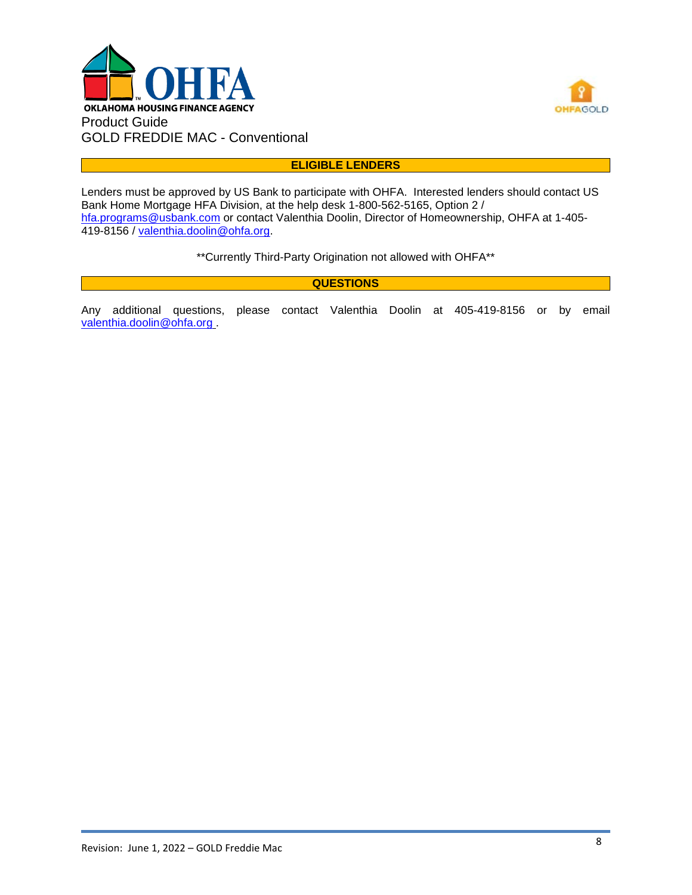OKLAHOMA HOUSING FINANCE AGENCY

Product Guide
GOLD FREDDIE MAC - Conventional

## ELIGIBLE LENDERS

Lenders must be approved by US Bank to participate with OHFA. Interested lenders should contact US Bank Home Mortgage HFA Division, at the help desk 1-800-562-5165, Option 2 / hfa.programs@usbank.com or contact Valenthia Doolin, Director of Homeownership, OHFA at 1-405-419-8156 / valenthia.doolin@ohfa.org.

**Currently Third-Party Origination not allowed with OHFA**

## QUESTIONS

Any additional questions, please contact Valenthia Doolin at 405-419-8156 or by email valenthia.doolin@ohfa.org .